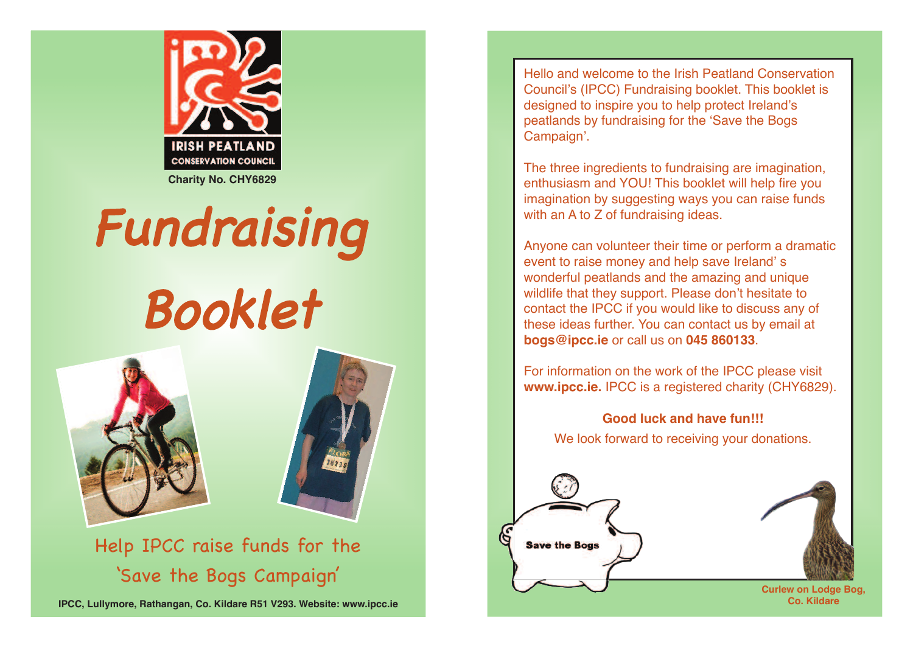IRISH PEATLAND CONSERVATION COUNCIL

**Charity No. CHY6829**

# Fundraising Booklet

Help IPCC raise funds for the 'Save the Bogs Campaign'

**IPCC, Lullymore, Rathangan, Co. Kildare R51 V293. Website: www.ipcc.ie**

Hello and welcome to the Irish Peatland Conservation Council's (IPCC) Fundraising booklet. This booklet is designed to inspire you to help protect Ireland's peatlands by fundraising for the 'Save the Bogs Campaign'.

The three ingredients to fundraising are imagination, enthusiasm and YOU! This booklet will help fire you imagination by suggesting ways you can raise funds with an A to Z of fundraising ideas.

Anyone can volunteer their time or perform a dramatic event to raise money and help save Ireland' s wonderful peatlands and the amazing and unique wildlife that they support. Please don't hesitate to contact the IPCC if you would like to discuss any of these ideas further. You can contact us by email at **bogs@ipcc.ie** or call us on **045 860133**.

For information on the work of the IPCC please visit **www.ipcc.ie.** IPCC is a registered charity (CHY6829).

**Good luck and have fun!!!**

We look forward to receiving your donations.

**Save the Bogs**

**Curlew on Lodge Bog, Co. Kildare**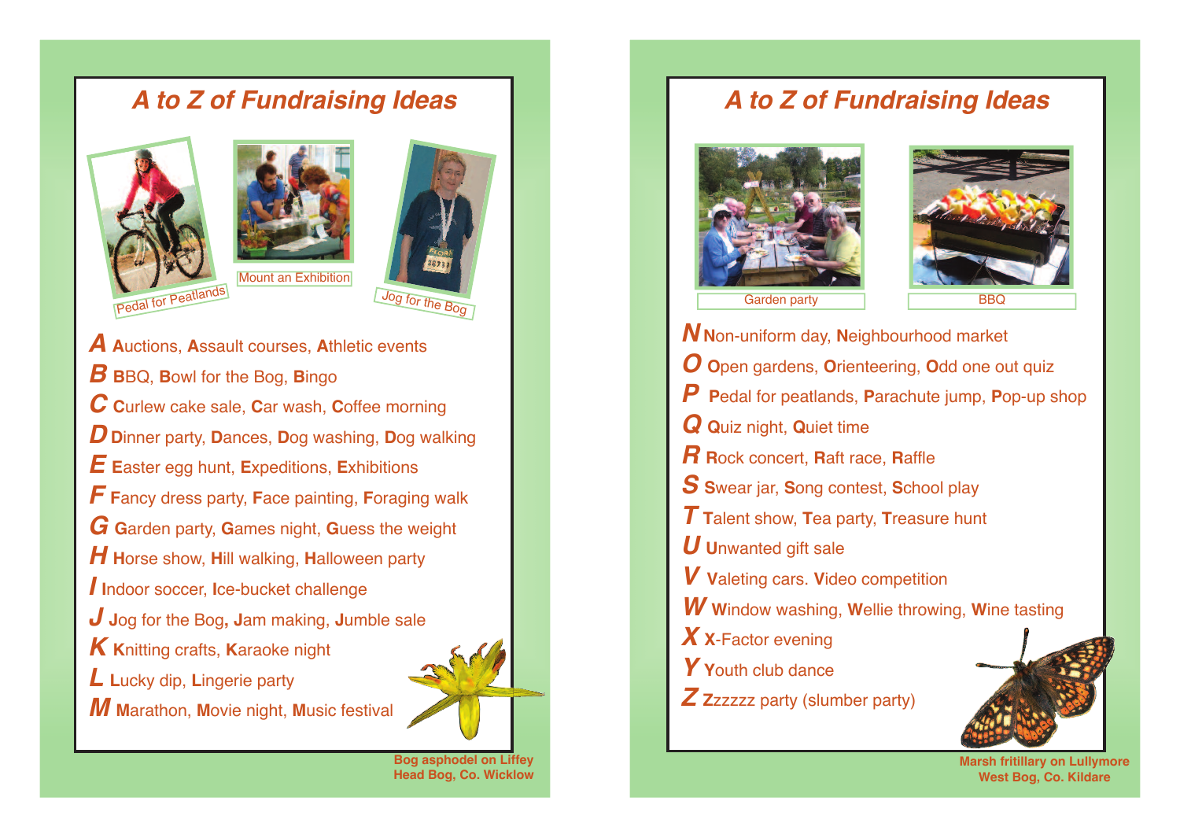## A to Z of Fundraising Ideas

Pedal for Peatlands

Mount an Exhibition

Jog for the Bog

***A*** **A**uctions, **A**ssault courses, **A**thletic events

***B*** **B**BQ, **B**owl for the Bog, **B**ingo

***C*** **C**urlew cake sale, **C**ar wash, **C**offee morning

***D*** **D**inner party, **D**ances, **D**og washing, **D**og walking

***E*** **E**aster egg hunt, **E**xpeditions, **E**xhibitions

***F*** **F**ancy dress party, **F**ace painting, **F**oraging walk

***G*** **G**arden party, **G**ames night, **G**uess the weight

***H*** **H**orse show, **H**ill walking, **H**alloween party

***I*** **I**ndoor soccer, **I**ce-bucket challenge

***J*** **J**og for the Bog**,** **J**am making, **J**umble sale

***K*** **K**nitting crafts, **K**araoke night

***L*** **L**ucky dip, **L**ingerie party

***M*** **M**arathon, **M**ovie night, **M**usic festival

**Bog asphodel on Liffey Head Bog, Co. Wicklow**

## A to Z of Fundraising Ideas

Garden party

BBQ

***N*** **N**on-uniform day, **N**eighbourhood market

***O*** **O**pen gardens, **O**rienteering, **O**dd one out quiz

***P*** **P**edal for peatlands, **P**arachute jump, **P**op-up shop

***Q*** **Q**uiz night, **Q**uiet time

***R*** **R**ock concert, **R**aft race, **R**affle

***S*** **S**wear jar, **S**ong contest, **S**chool play

***T*** **T**alent show, **T**ea party, **T**reasure hunt

***U*** **U**nwanted gift sale

***V*** **V**aleting cars. **V**ideo competition

***W*** **W**indow washing, **W**ellie throwing, **W**ine tasting

***X*** **X**-Factor evening

***Y*** **Y**outh club dance

***Z*** **Z**zzzzz party (slumber party)

**Marsh fritillary on Lullymore West Bog, Co. Kildare**